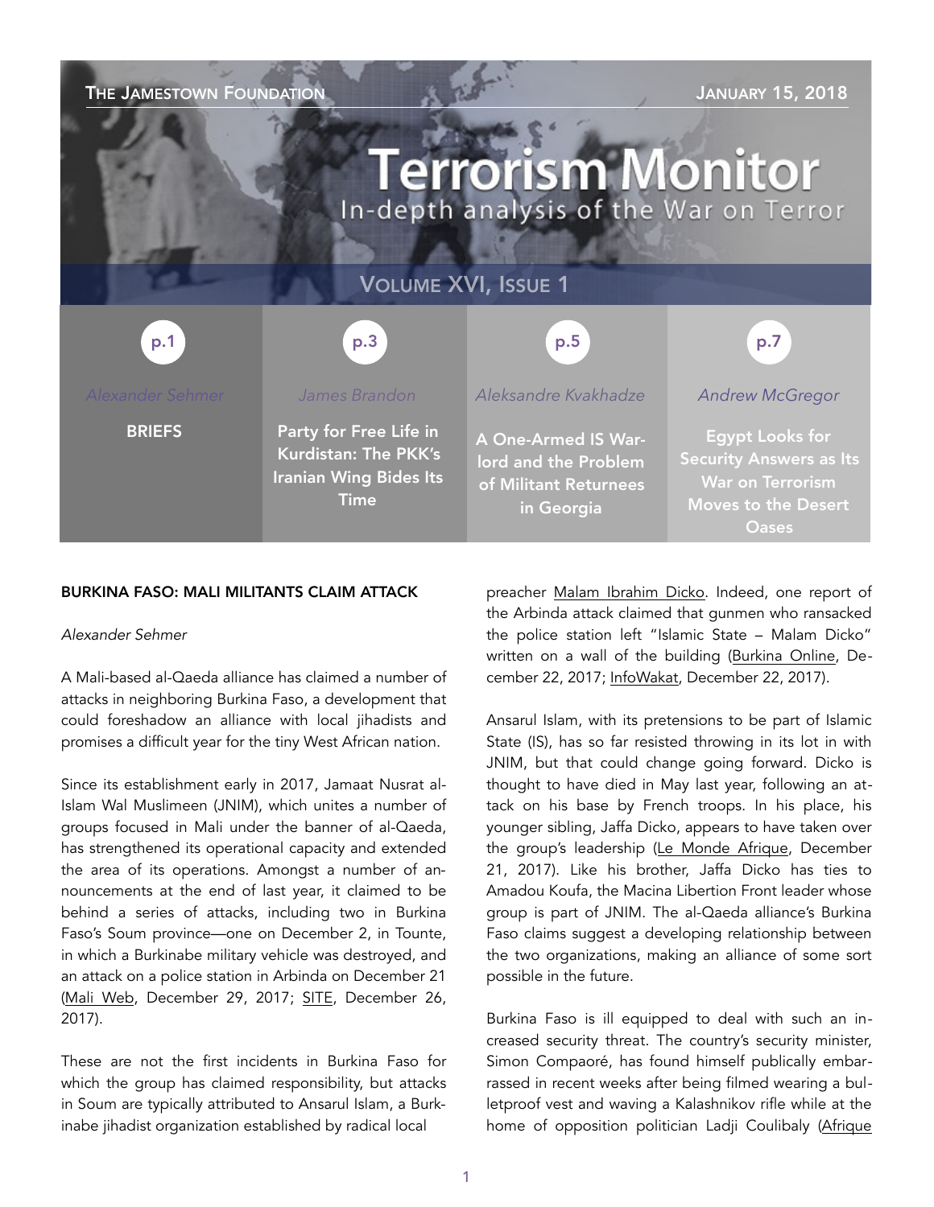The Jamestown Foundation — January 15, 2018

# Terrorism Monitor

In-depth analysis of the War on Terror

Volume XVI, Issue 1

| p.1 | p.3 | p.5 | p.7 |
|---|---|---|---|
| *Alexander Sehmer* | *James Brandon* | *Aleksandre Kvakhadze* | *Andrew McGregor* |
| **BRIEFS** | **Party for Free Life in Kurdistan: The PKK's Iranian Wing Bides Its Time** | **A One-Armed IS Warlord and the Problem of Militant Returnees in Georgia** | **Egypt Looks for Security Answers as Its War on Terrorism Moves to the Desert Oases** |

## BURKINA FASO: MALI MILITANTS CLAIM ATTACK

*Alexander Sehmer*

A Mali-based al-Qaeda alliance has claimed a number of attacks in neighboring Burkina Faso, a development that could foreshadow an alliance with local jihadists and promises a difficult year for the tiny West African nation.

Since its establishment early in 2017, Jamaat Nusrat al-Islam Wal Muslimeen (JNIM), which unites a number of groups focused in Mali under the banner of al-Qaeda, has strengthened its operational capacity and extended the area of its operations. Amongst a number of announcements at the end of last year, it claimed to be behind a series of attacks, including two in Burkina Faso's Soum province—one on December 2, in Tounte, in which a Burkinabe military vehicle was destroyed, and an attack on a police station in Arbinda on December 21 (Mali Web, December 29, 2017; SITE, December 26, 2017).

These are not the first incidents in Burkina Faso for which the group has claimed responsibility, but attacks in Soum are typically attributed to Ansarul Islam, a Burkinabe jihadist organization established by radical local preacher Malam Ibrahim Dicko. Indeed, one report of the Arbinda attack claimed that gunmen who ransacked the police station left "Islamic State – Malam Dicko" written on a wall of the building (Burkina Online, December 22, 2017; InfoWakat, December 22, 2017).

Ansarul Islam, with its pretensions to be part of Islamic State (IS), has so far resisted throwing in its lot in with JNIM, but that could change going forward. Dicko is thought to have died in May last year, following an attack on his base by French troops. In his place, his younger sibling, Jaffa Dicko, appears to have taken over the group's leadership (Le Monde Afrique, December 21, 2017). Like his brother, Jaffa Dicko has ties to Amadou Koufa, the Macina Libertion Front leader whose group is part of JNIM. The al-Qaeda alliance's Burkina Faso claims suggest a developing relationship between the two organizations, making an alliance of some sort possible in the future.

Burkina Faso is ill equipped to deal with such an increased security threat. The country's security minister, Simon Compaoré, has found himself publically embarrassed in recent weeks after being filmed wearing a bulletproof vest and waving a Kalashnikov rifle while at the home of opposition politician Ladji Coulibaly (Afrique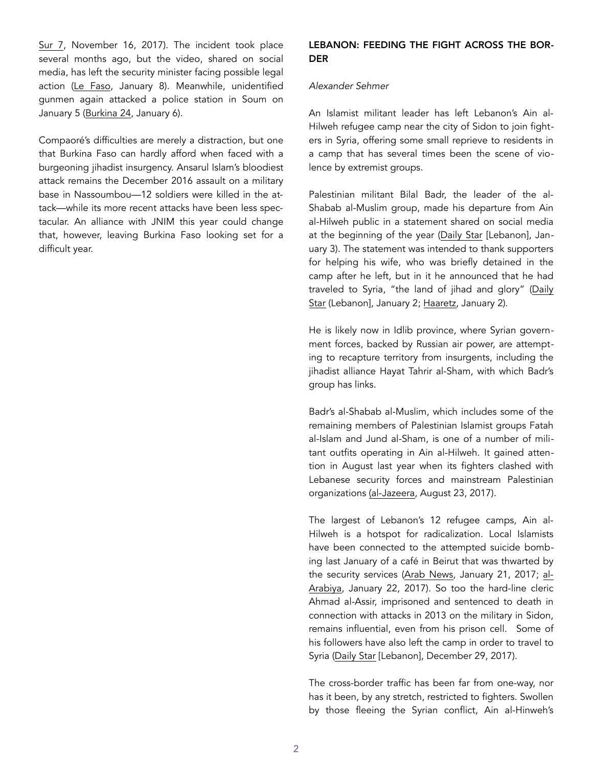Sur 7, November 16, 2017). The incident took place several months ago, but the video, shared on social media, has left the security minister facing possible legal action (Le Faso, January 8). Meanwhile, unidentified gunmen again attacked a police station in Soum on January 5 (Burkina 24, January 6).

Compaoré's difficulties are merely a distraction, but one that Burkina Faso can hardly afford when faced with a burgeoning jihadist insurgency. Ansarul Islam's bloodiest attack remains the December 2016 assault on a military base in Nassoumbou—12 soldiers were killed in the attack—while its more recent attacks have been less spectacular. An alliance with JNIM this year could change that, however, leaving Burkina Faso looking set for a difficult year.

## LEBANON: FEEDING THE FIGHT ACROSS THE BORDER

*Alexander Sehmer*

An Islamist militant leader has left Lebanon's Ain al-Hilweh refugee camp near the city of Sidon to join fighters in Syria, offering some small reprieve to residents in a camp that has several times been the scene of violence by extremist groups.

Palestinian militant Bilal Badr, the leader of the al-Shabab al-Muslim group, made his departure from Ain al-Hilweh public in a statement shared on social media at the beginning of the year (Daily Star [Lebanon], January 3). The statement was intended to thank supporters for helping his wife, who was briefly detained in the camp after he left, but in it he announced that he had traveled to Syria, "the land of jihad and glory" (Daily Star (Lebanon], January 2; Haaretz, January 2).

He is likely now in Idlib province, where Syrian government forces, backed by Russian air power, are attempting to recapture territory from insurgents, including the jihadist alliance Hayat Tahrir al-Sham, with which Badr's group has links.

Badr's al-Shabab al-Muslim, which includes some of the remaining members of Palestinian Islamist groups Fatah al-Islam and Jund al-Sham, is one of a number of militant outfits operating in Ain al-Hilweh. It gained attention in August last year when its fighters clashed with Lebanese security forces and mainstream Palestinian organizations (al-Jazeera, August 23, 2017).

The largest of Lebanon's 12 refugee camps, Ain al-Hilweh is a hotspot for radicalization. Local Islamists have been connected to the attempted suicide bombing last January of a café in Beirut that was thwarted by the security services (Arab News, January 21, 2017; al-Arabiya, January 22, 2017). So too the hard-line cleric Ahmad al-Assir, imprisoned and sentenced to death in connection with attacks in 2013 on the military in Sidon, remains influential, even from his prison cell. Some of his followers have also left the camp in order to travel to Syria (Daily Star [Lebanon], December 29, 2017).

The cross-border traffic has been far from one-way, nor has it been, by any stretch, restricted to fighters. Swollen by those fleeing the Syrian conflict, Ain al-Hinweh's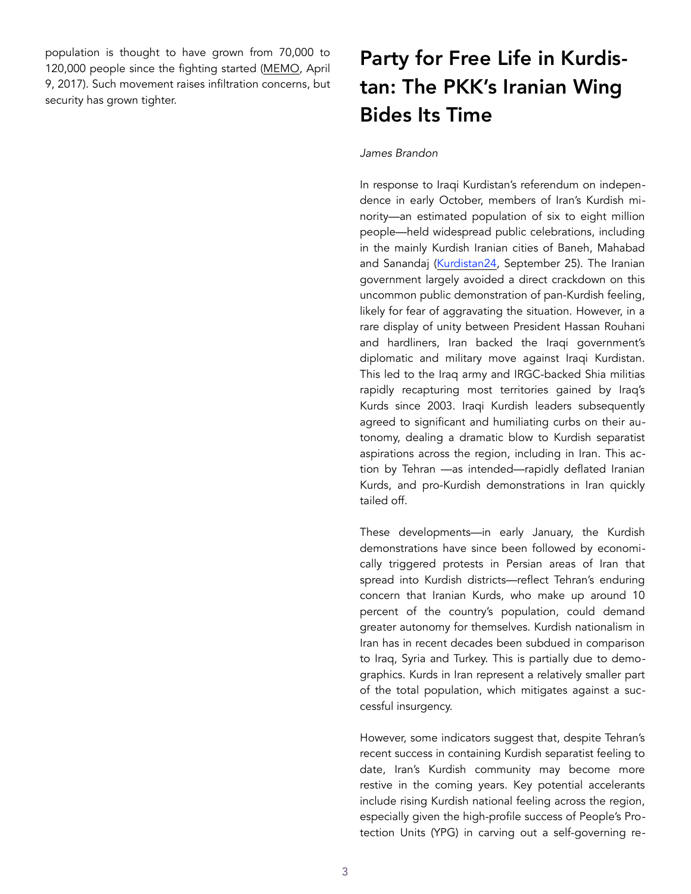population is thought to have grown from 70,000 to 120,000 people since the fighting started (MEMO, April 9, 2017). Such movement raises infiltration concerns, but security has grown tighter.

# Party for Free Life in Kurdistan: The PKK's Iranian Wing Bides Its Time

*James Brandon*

In response to Iraqi Kurdistan's referendum on independence in early October, members of Iran's Kurdish minority—an estimated population of six to eight million people—held widespread public celebrations, including in the mainly Kurdish Iranian cities of Baneh, Mahabad and Sanandaj (Kurdistan24, September 25). The Iranian government largely avoided a direct crackdown on this uncommon public demonstration of pan-Kurdish feeling, likely for fear of aggravating the situation. However, in a rare display of unity between President Hassan Rouhani and hardliners, Iran backed the Iraqi government's diplomatic and military move against Iraqi Kurdistan. This led to the Iraq army and IRGC-backed Shia militias rapidly recapturing most territories gained by Iraq's Kurds since 2003. Iraqi Kurdish leaders subsequently agreed to significant and humiliating curbs on their autonomy, dealing a dramatic blow to Kurdish separatist aspirations across the region, including in Iran. This action by Tehran —as intended—rapidly deflated Iranian Kurds, and pro-Kurdish demonstrations in Iran quickly tailed off.

These developments—in early January, the Kurdish demonstrations have since been followed by economically triggered protests in Persian areas of Iran that spread into Kurdish districts—reflect Tehran's enduring concern that Iranian Kurds, who make up around 10 percent of the country's population, could demand greater autonomy for themselves. Kurdish nationalism in Iran has in recent decades been subdued in comparison to Iraq, Syria and Turkey. This is partially due to demographics. Kurds in Iran represent a relatively smaller part of the total population, which mitigates against a successful insurgency.

However, some indicators suggest that, despite Tehran's recent success in containing Kurdish separatist feeling to date, Iran's Kurdish community may become more restive in the coming years. Key potential accelerants include rising Kurdish national feeling across the region, especially given the high-profile success of People's Protection Units (YPG) in carving out a self-governing re-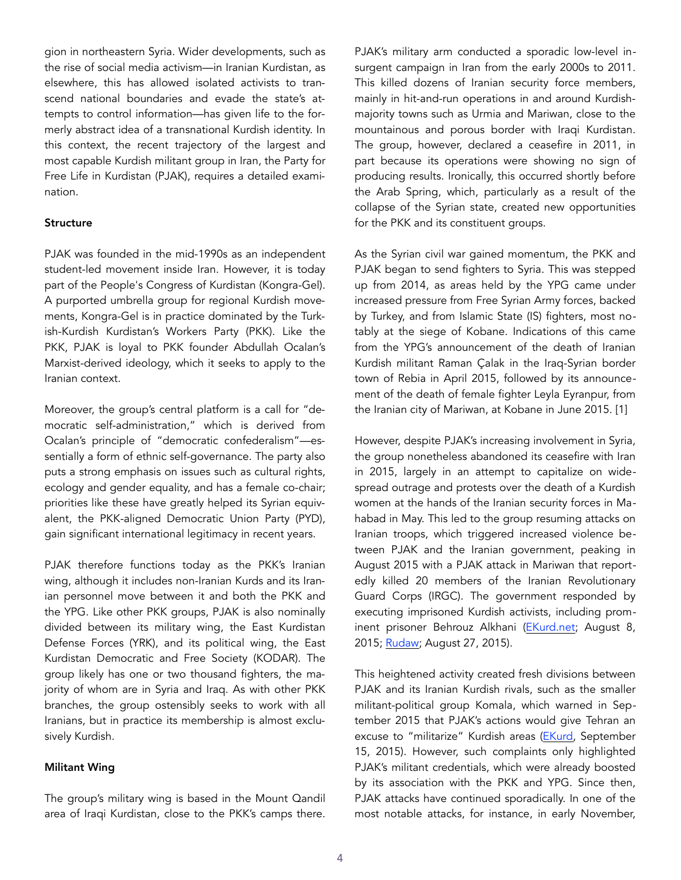gion in northeastern Syria. Wider developments, such as the rise of social media activism—in Iranian Kurdistan, as elsewhere, this has allowed isolated activists to transcend national boundaries and evade the state's attempts to control information—has given life to the formerly abstract idea of a transnational Kurdish identity. In this context, the recent trajectory of the largest and most capable Kurdish militant group in Iran, the Party for Free Life in Kurdistan (PJAK), requires a detailed examination.

**Structure**

PJAK was founded in the mid-1990s as an independent student-led movement inside Iran. However, it is today part of the People's Congress of Kurdistan (Kongra-Gel). A purported umbrella group for regional Kurdish movements, Kongra-Gel is in practice dominated by the Turkish-Kurdish Kurdistan's Workers Party (PKK). Like the PKK, PJAK is loyal to PKK founder Abdullah Ocalan's Marxist-derived ideology, which it seeks to apply to the Iranian context.

Moreover, the group's central platform is a call for "democratic self-administration," which is derived from Ocalan's principle of "democratic confederalism"—essentially a form of ethnic self-governance. The party also puts a strong emphasis on issues such as cultural rights, ecology and gender equality, and has a female co-chair; priorities like these have greatly helped its Syrian equivalent, the PKK-aligned Democratic Union Party (PYD), gain significant international legitimacy in recent years.

PJAK therefore functions today as the PKK's Iranian wing, although it includes non-Iranian Kurds and its Iranian personnel move between it and both the PKK and the YPG. Like other PKK groups, PJAK is also nominally divided between its military wing, the East Kurdistan Defense Forces (YRK), and its political wing, the East Kurdistan Democratic and Free Society (KODAR). The group likely has one or two thousand fighters, the majority of whom are in Syria and Iraq. As with other PKK branches, the group ostensibly seeks to work with all Iranians, but in practice its membership is almost exclusively Kurdish.

**Militant Wing**

The group's military wing is based in the Mount Qandil area of Iraqi Kurdistan, close to the PKK's camps there. PJAK's military arm conducted a sporadic low-level insurgent campaign in Iran from the early 2000s to 2011. This killed dozens of Iranian security force members, mainly in hit-and-run operations in and around Kurdish-majority towns such as Urmia and Mariwan, close to the mountainous and porous border with Iraqi Kurdistan. The group, however, declared a ceasefire in 2011, in part because its operations were showing no sign of producing results. Ironically, this occurred shortly before the Arab Spring, which, particularly as a result of the collapse of the Syrian state, created new opportunities for the PKK and its constituent groups.

As the Syrian civil war gained momentum, the PKK and PJAK began to send fighters to Syria. This was stepped up from 2014, as areas held by the YPG came under increased pressure from Free Syrian Army forces, backed by Turkey, and from Islamic State (IS) fighters, most notably at the siege of Kobane. Indications of this came from the YPG's announcement of the death of Iranian Kurdish militant Raman Çalak in the Iraq-Syrian border town of Rebia in April 2015, followed by its announcement of the death of female fighter Leyla Eyranpur, from the Iranian city of Mariwan, at Kobane in June 2015. [1]

However, despite PJAK's increasing involvement in Syria, the group nonetheless abandoned its ceasefire with Iran in 2015, largely in an attempt to capitalize on widespread outrage and protests over the death of a Kurdish women at the hands of the Iranian security forces in Mahabad in May. This led to the group resuming attacks on Iranian troops, which triggered increased violence between PJAK and the Iranian government, peaking in August 2015 with a PJAK attack in Mariwan that reportedly killed 20 members of the Iranian Revolutionary Guard Corps (IRGC). The government responded by executing imprisoned Kurdish activists, including prominent prisoner Behrouz Alkhani (EKurd.net; August 8, 2015; Rudaw; August 27, 2015).

This heightened activity created fresh divisions between PJAK and its Iranian Kurdish rivals, such as the smaller militant-political group Komala, which warned in September 2015 that PJAK's actions would give Tehran an excuse to "militarize" Kurdish areas (EKurd, September 15, 2015). However, such complaints only highlighted PJAK's militant credentials, which were already boosted by its association with the PKK and YPG. Since then, PJAK attacks have continued sporadically. In one of the most notable attacks, for instance, in early November,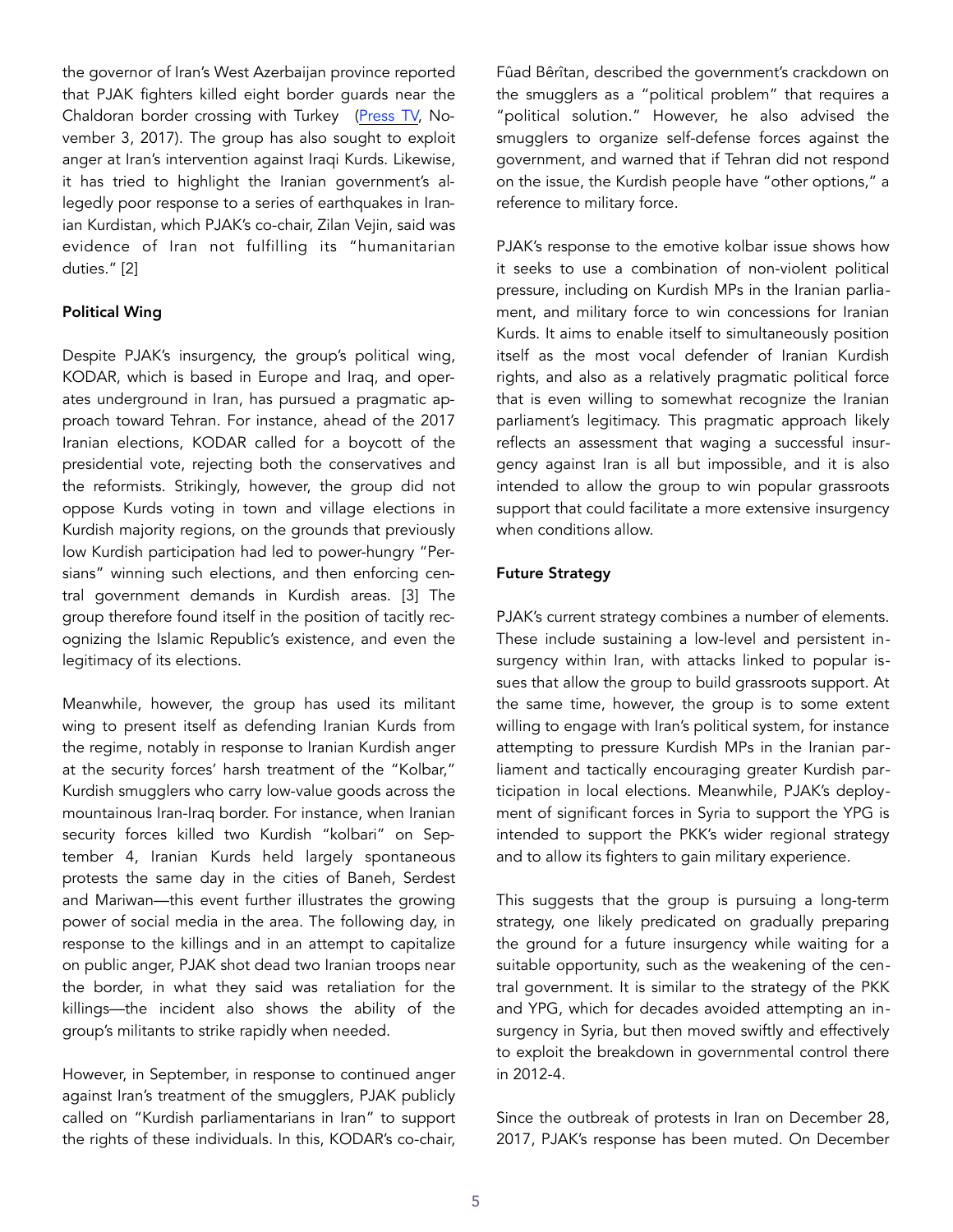the governor of Iran's West Azerbaijan province reported that PJAK fighters killed eight border guards near the Chaldoran border crossing with Turkey (Press TV, November 3, 2017). The group has also sought to exploit anger at Iran's intervention against Iraqi Kurds. Likewise, it has tried to highlight the Iranian government's allegedly poor response to a series of earthquakes in Iranian Kurdistan, which PJAK's co-chair, Zilan Vejin, said was evidence of Iran not fulfilling its "humanitarian duties." [2]

**Political Wing**

Despite PJAK's insurgency, the group's political wing, KODAR, which is based in Europe and Iraq, and operates underground in Iran, has pursued a pragmatic approach toward Tehran. For instance, ahead of the 2017 Iranian elections, KODAR called for a boycott of the presidential vote, rejecting both the conservatives and the reformists. Strikingly, however, the group did not oppose Kurds voting in town and village elections in Kurdish majority regions, on the grounds that previously low Kurdish participation had led to power-hungry "Persians" winning such elections, and then enforcing central government demands in Kurdish areas. [3] The group therefore found itself in the position of tacitly recognizing the Islamic Republic's existence, and even the legitimacy of its elections.

Meanwhile, however, the group has used its militant wing to present itself as defending Iranian Kurds from the regime, notably in response to Iranian Kurdish anger at the security forces' harsh treatment of the "Kolbar," Kurdish smugglers who carry low-value goods across the mountainous Iran-Iraq border. For instance, when Iranian security forces killed two Kurdish "kolbari" on September 4, Iranian Kurds held largely spontaneous protests the same day in the cities of Baneh, Serdest and Mariwan—this event further illustrates the growing power of social media in the area. The following day, in response to the killings and in an attempt to capitalize on public anger, PJAK shot dead two Iranian troops near the border, in what they said was retaliation for the killings—the incident also shows the ability of the group's militants to strike rapidly when needed.

However, in September, in response to continued anger against Iran's treatment of the smugglers, PJAK publicly called on "Kurdish parliamentarians in Iran" to support the rights of these individuals. In this, KODAR's co-chair, Fûad Bêrîtan, described the government's crackdown on the smugglers as a "political problem" that requires a "political solution." However, he also advised the smugglers to organize self-defense forces against the government, and warned that if Tehran did not respond on the issue, the Kurdish people have "other options," a reference to military force.

PJAK's response to the emotive kolbar issue shows how it seeks to use a combination of non-violent political pressure, including on Kurdish MPs in the Iranian parliament, and military force to win concessions for Iranian Kurds. It aims to enable itself to simultaneously position itself as the most vocal defender of Iranian Kurdish rights, and also as a relatively pragmatic political force that is even willing to somewhat recognize the Iranian parliament's legitimacy. This pragmatic approach likely reflects an assessment that waging a successful insurgency against Iran is all but impossible, and it is also intended to allow the group to win popular grassroots support that could facilitate a more extensive insurgency when conditions allow.

**Future Strategy**

PJAK's current strategy combines a number of elements. These include sustaining a low-level and persistent insurgency within Iran, with attacks linked to popular issues that allow the group to build grassroots support. At the same time, however, the group is to some extent willing to engage with Iran's political system, for instance attempting to pressure Kurdish MPs in the Iranian parliament and tactically encouraging greater Kurdish participation in local elections. Meanwhile, PJAK's deployment of significant forces in Syria to support the YPG is intended to support the PKK's wider regional strategy and to allow its fighters to gain military experience.

This suggests that the group is pursuing a long-term strategy, one likely predicated on gradually preparing the ground for a future insurgency while waiting for a suitable opportunity, such as the weakening of the central government. It is similar to the strategy of the PKK and YPG, which for decades avoided attempting an insurgency in Syria, but then moved swiftly and effectively to exploit the breakdown in governmental control there in 2012-4.

Since the outbreak of protests in Iran on December 28, 2017, PJAK's response has been muted. On December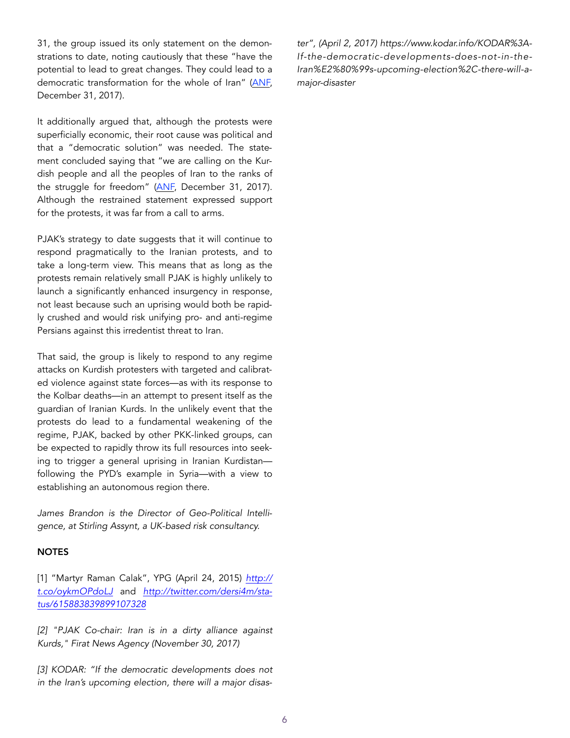31, the group issued its only statement on the demonstrations to date, noting cautiously that these "have the potential to lead to great changes. They could lead to a democratic transformation for the whole of Iran" (ANF, December 31, 2017).

It additionally argued that, although the protests were superficially economic, their root cause was political and that a "democratic solution" was needed. The statement concluded saying that "we are calling on the Kurdish people and all the peoples of Iran to the ranks of the struggle for freedom" (ANF, December 31, 2017). Although the restrained statement expressed support for the protests, it was far from a call to arms.

PJAK's strategy to date suggests that it will continue to respond pragmatically to the Iranian protests, and to take a long-term view. This means that as long as the protests remain relatively small PJAK is highly unlikely to launch a significantly enhanced insurgency in response, not least because such an uprising would both be rapidly crushed and would risk unifying pro- and anti-regime Persians against this irredentist threat to Iran.

That said, the group is likely to respond to any regime attacks on Kurdish protesters with targeted and calibrated violence against state forces—as with its response to the Kolbar deaths—in an attempt to present itself as the guardian of Iranian Kurds. In the unlikely event that the protests do lead to a fundamental weakening of the regime, PJAK, backed by other PKK-linked groups, can be expected to rapidly throw its full resources into seeking to trigger a general uprising in Iranian Kurdistan—following the PYD's example in Syria—with a view to establishing an autonomous region there.

*James Brandon is the Director of Geo-Political Intelligence, at Stirling Assynt, a UK-based risk consultancy.*

**NOTES**

[1] "Martyr Raman Calak", YPG (April 24, 2015) *http://t.co/oykmOPdoLJ* and *http://twitter.com/dersi4m/status/615883839899107328*

*[2] "PJAK Co-chair: Iran is in a dirty alliance against Kurds," Firat News Agency (November 30, 2017)*

*[3] KODAR: "If the democratic developments does not in the Iran's upcoming election, there will a major disaster", (April 2, 2017) https://www.kodar.info/KODAR%3A-If-the-democratic-developments-does-not-in-the-Iran%E2%80%99s-upcoming-election%2C-there-will-a-major-disaster*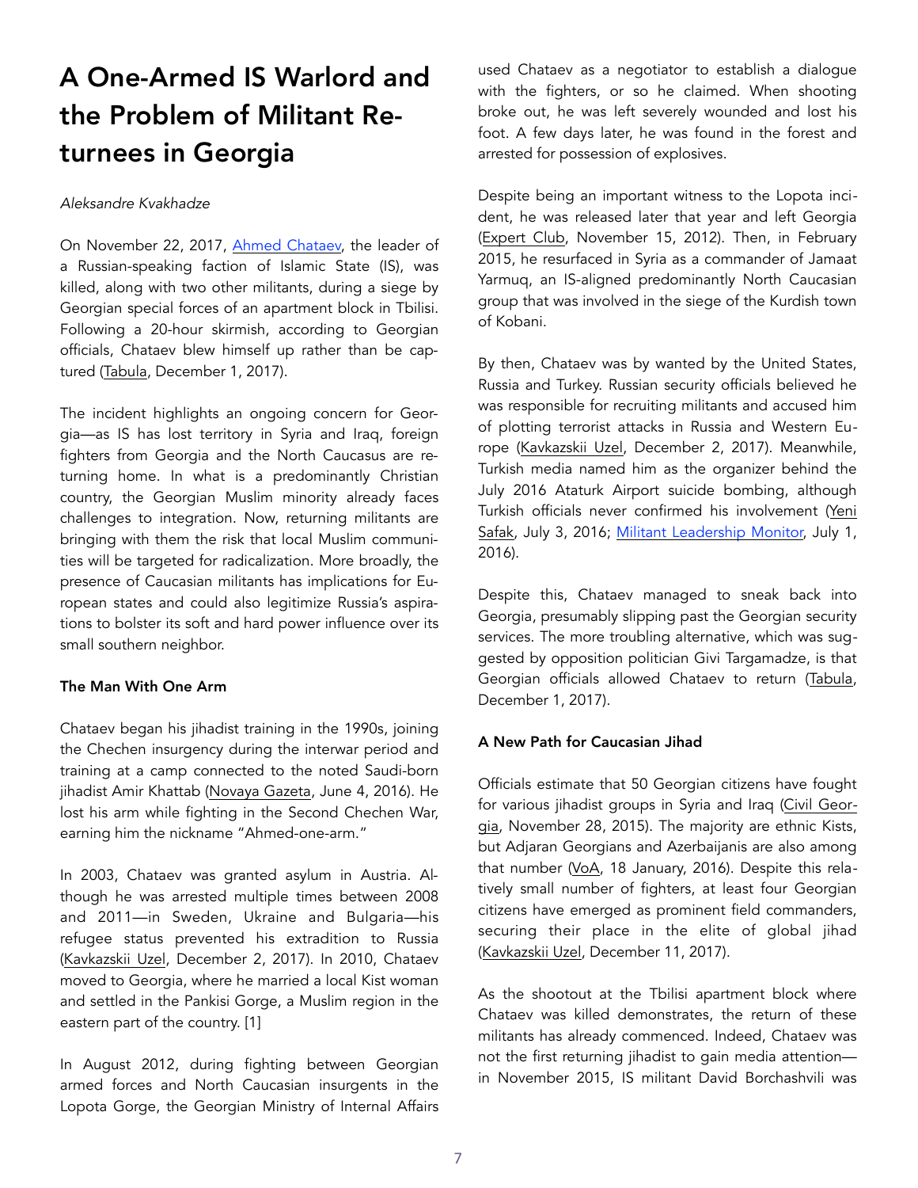# A One-Armed IS Warlord and the Problem of Militant Returnees in Georgia

*Aleksandre Kvakhadze*

On November 22, 2017, Ahmed Chataev, the leader of a Russian-speaking faction of Islamic State (IS), was killed, along with two other militants, during a siege by Georgian special forces of an apartment block in Tbilisi. Following a 20-hour skirmish, according to Georgian officials, Chataev blew himself up rather than be captured (Tabula, December 1, 2017).

The incident highlights an ongoing concern for Georgia—as IS has lost territory in Syria and Iraq, foreign fighters from Georgia and the North Caucasus are returning home. In what is a predominantly Christian country, the Georgian Muslim minority already faces challenges to integration. Now, returning militants are bringing with them the risk that local Muslim communities will be targeted for radicalization. More broadly, the presence of Caucasian militants has implications for European states and could also legitimize Russia's aspirations to bolster its soft and hard power influence over its small southern neighbor.

**The Man With One Arm**

Chataev began his jihadist training in the 1990s, joining the Chechen insurgency during the interwar period and training at a camp connected to the noted Saudi-born jihadist Amir Khattab (Novaya Gazeta, June 4, 2016). He lost his arm while fighting in the Second Chechen War, earning him the nickname "Ahmed-one-arm."

In 2003, Chataev was granted asylum in Austria. Although he was arrested multiple times between 2008 and 2011—in Sweden, Ukraine and Bulgaria—his refugee status prevented his extradition to Russia (Kavkazskii Uzel, December 2, 2017). In 2010, Chataev moved to Georgia, where he married a local Kist woman and settled in the Pankisi Gorge, a Muslim region in the eastern part of the country. [1]

In August 2012, during fighting between Georgian armed forces and North Caucasian insurgents in the Lopota Gorge, the Georgian Ministry of Internal Affairs used Chataev as a negotiator to establish a dialogue with the fighters, or so he claimed. When shooting broke out, he was left severely wounded and lost his foot. A few days later, he was found in the forest and arrested for possession of explosives.

Despite being an important witness to the Lopota incident, he was released later that year and left Georgia (Expert Club, November 15, 2012). Then, in February 2015, he resurfaced in Syria as a commander of Jamaat Yarmuq, an IS-aligned predominantly North Caucasian group that was involved in the siege of the Kurdish town of Kobani.

By then, Chataev was by wanted by the United States, Russia and Turkey. Russian security officials believed he was responsible for recruiting militants and accused him of plotting terrorist attacks in Russia and Western Europe (Kavkazskii Uzel, December 2, 2017). Meanwhile, Turkish media named him as the organizer behind the July 2016 Ataturk Airport suicide bombing, although Turkish officials never confirmed his involvement (Yeni Safak, July 3, 2016; Militant Leadership Monitor, July 1, 2016).

Despite this, Chataev managed to sneak back into Georgia, presumably slipping past the Georgian security services. The more troubling alternative, which was suggested by opposition politician Givi Targamadze, is that Georgian officials allowed Chataev to return (Tabula, December 1, 2017).

**A New Path for Caucasian Jihad**

Officials estimate that 50 Georgian citizens have fought for various jihadist groups in Syria and Iraq (Civil Georgia, November 28, 2015). The majority are ethnic Kists, but Adjaran Georgians and Azerbaijanis are also among that number (VoA, 18 January, 2016). Despite this relatively small number of fighters, at least four Georgian citizens have emerged as prominent field commanders, securing their place in the elite of global jihad (Kavkazskii Uzel, December 11, 2017).

As the shootout at the Tbilisi apartment block where Chataev was killed demonstrates, the return of these militants has already commenced. Indeed, Chataev was not the first returning jihadist to gain media attention—in November 2015, IS militant David Borchashvili was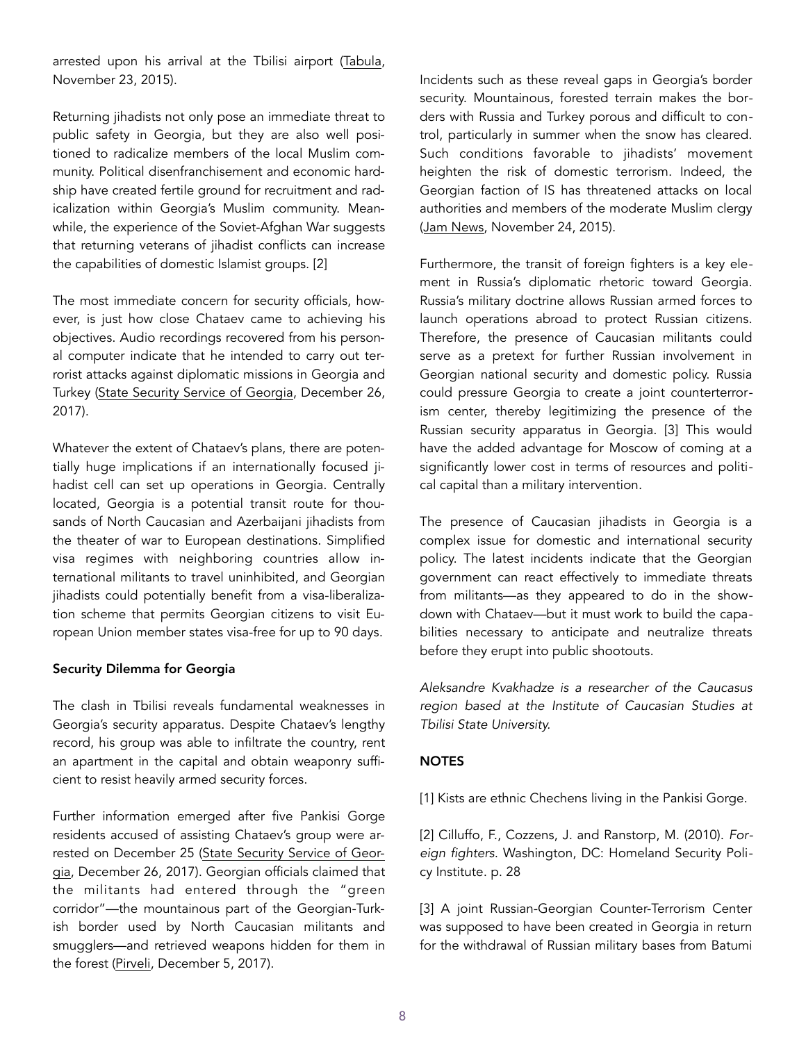arrested upon his arrival at the Tbilisi airport (Tabula, November 23, 2015).

Returning jihadists not only pose an immediate threat to public safety in Georgia, but they are also well positioned to radicalize members of the local Muslim community. Political disenfranchisement and economic hardship have created fertile ground for recruitment and radicalization within Georgia's Muslim community. Meanwhile, the experience of the Soviet-Afghan War suggests that returning veterans of jihadist conflicts can increase the capabilities of domestic Islamist groups. [2]

The most immediate concern for security officials, however, is just how close Chataev came to achieving his objectives. Audio recordings recovered from his personal computer indicate that he intended to carry out terrorist attacks against diplomatic missions in Georgia and Turkey (State Security Service of Georgia, December 26, 2017).

Whatever the extent of Chataev's plans, there are potentially huge implications if an internationally focused jihadist cell can set up operations in Georgia. Centrally located, Georgia is a potential transit route for thousands of North Caucasian and Azerbaijani jihadists from the theater of war to European destinations. Simplified visa regimes with neighboring countries allow international militants to travel uninhibited, and Georgian jihadists could potentially benefit from a visa-liberalization scheme that permits Georgian citizens to visit European Union member states visa-free for up to 90 days.

**Security Dilemma for Georgia**

The clash in Tbilisi reveals fundamental weaknesses in Georgia's security apparatus. Despite Chataev's lengthy record, his group was able to infiltrate the country, rent an apartment in the capital and obtain weaponry sufficient to resist heavily armed security forces.

Further information emerged after five Pankisi Gorge residents accused of assisting Chataev's group were arrested on December 25 (State Security Service of Georgia, December 26, 2017). Georgian officials claimed that the militants had entered through the "green corridor"—the mountainous part of the Georgian-Turkish border used by North Caucasian militants and smugglers—and retrieved weapons hidden for them in the forest (Pirveli, December 5, 2017).

Incidents such as these reveal gaps in Georgia's border security. Mountainous, forested terrain makes the borders with Russia and Turkey porous and difficult to control, particularly in summer when the snow has cleared. Such conditions favorable to jihadists' movement heighten the risk of domestic terrorism. Indeed, the Georgian faction of IS has threatened attacks on local authorities and members of the moderate Muslim clergy (Jam News, November 24, 2015).

Furthermore, the transit of foreign fighters is a key element in Russia's diplomatic rhetoric toward Georgia. Russia's military doctrine allows Russian armed forces to launch operations abroad to protect Russian citizens. Therefore, the presence of Caucasian militants could serve as a pretext for further Russian involvement in Georgian national security and domestic policy. Russia could pressure Georgia to create a joint counterterrorism center, thereby legitimizing the presence of the Russian security apparatus in Georgia. [3] This would have the added advantage for Moscow of coming at a significantly lower cost in terms of resources and political capital than a military intervention.

The presence of Caucasian jihadists in Georgia is a complex issue for domestic and international security policy. The latest incidents indicate that the Georgian government can react effectively to immediate threats from militants—as they appeared to do in the showdown with Chataev—but it must work to build the capabilities necessary to anticipate and neutralize threats before they erupt into public shootouts.

*Aleksandre Kvakhadze is a researcher of the Caucasus region based at the Institute of Caucasian Studies at Tbilisi State University.*

**NOTES**

[1] Kists are ethnic Chechens living in the Pankisi Gorge.

[2] Cilluffo, F., Cozzens, J. and Ranstorp, M. (2010). *Foreign fighters.* Washington, DC: Homeland Security Policy Institute. p. 28

[3] A joint Russian-Georgian Counter-Terrorism Center was supposed to have been created in Georgia in return for the withdrawal of Russian military bases from Batumi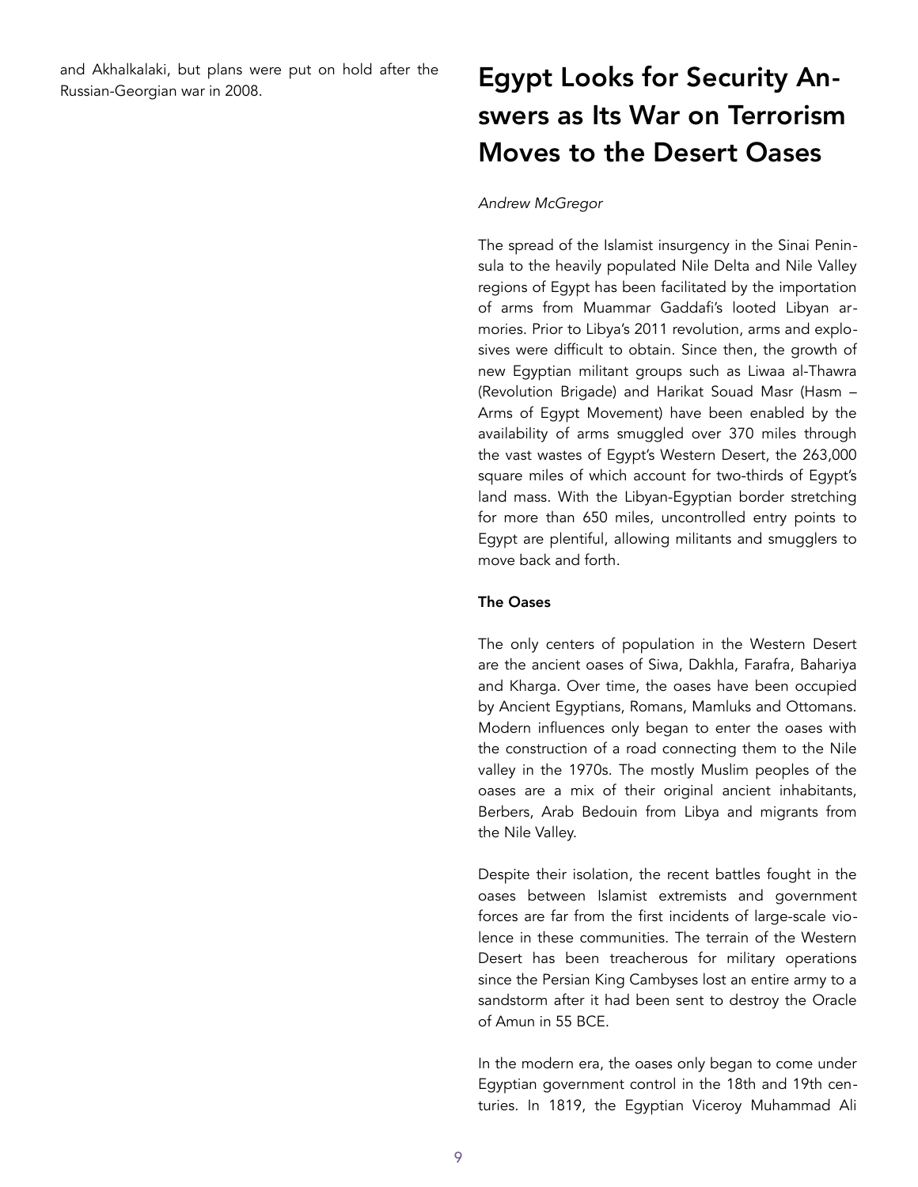and Akhalkalaki, but plans were put on hold after the Russian-Georgian war in 2008.

# Egypt Looks for Security Answers as Its War on Terrorism Moves to the Desert Oases

*Andrew McGregor*

The spread of the Islamist insurgency in the Sinai Peninsula to the heavily populated Nile Delta and Nile Valley regions of Egypt has been facilitated by the importation of arms from Muammar Gaddafi's looted Libyan armories. Prior to Libya's 2011 revolution, arms and explosives were difficult to obtain. Since then, the growth of new Egyptian militant groups such as Liwaa al-Thawra (Revolution Brigade) and Harikat Souad Masr (Hasm – Arms of Egypt Movement) have been enabled by the availability of arms smuggled over 370 miles through the vast wastes of Egypt's Western Desert, the 263,000 square miles of which account for two-thirds of Egypt's land mass. With the Libyan-Egyptian border stretching for more than 650 miles, uncontrolled entry points to Egypt are plentiful, allowing militants and smugglers to move back and forth.

**The Oases**

The only centers of population in the Western Desert are the ancient oases of Siwa, Dakhla, Farafra, Bahariya and Kharga. Over time, the oases have been occupied by Ancient Egyptians, Romans, Mamluks and Ottomans. Modern influences only began to enter the oases with the construction of a road connecting them to the Nile valley in the 1970s. The mostly Muslim peoples of the oases are a mix of their original ancient inhabitants, Berbers, Arab Bedouin from Libya and migrants from the Nile Valley.

Despite their isolation, the recent battles fought in the oases between Islamist extremists and government forces are far from the first incidents of large-scale violence in these communities. The terrain of the Western Desert has been treacherous for military operations since the Persian King Cambyses lost an entire army to a sandstorm after it had been sent to destroy the Oracle of Amun in 55 BCE.

In the modern era, the oases only began to come under Egyptian government control in the 18th and 19th centuries. In 1819, the Egyptian Viceroy Muhammad Ali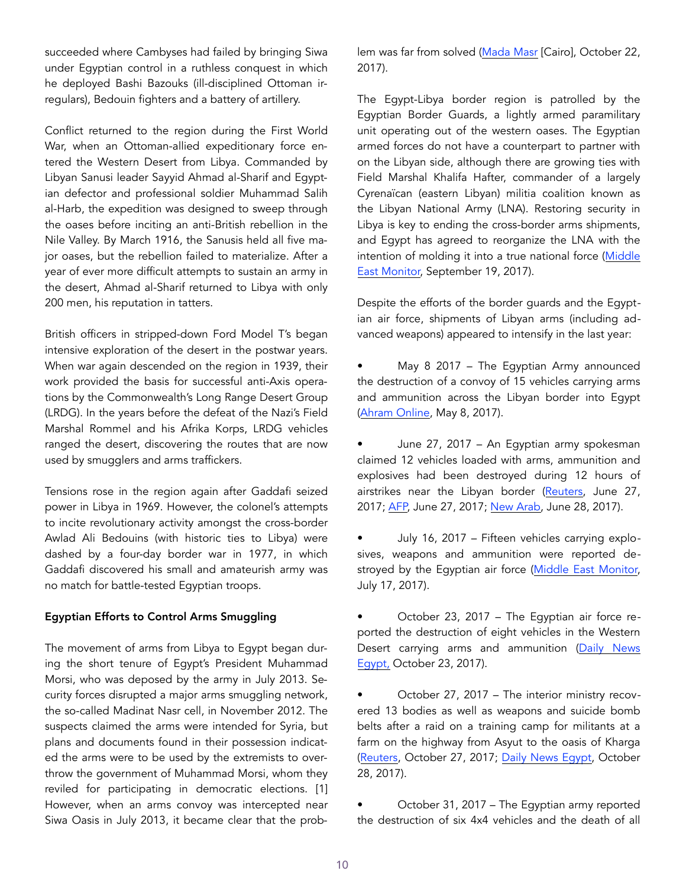succeeded where Cambyses had failed by bringing Siwa under Egyptian control in a ruthless conquest in which he deployed Bashi Bazouks (ill-disciplined Ottoman irregulars), Bedouin fighters and a battery of artillery.

Conflict returned to the region during the First World War, when an Ottoman-allied expeditionary force entered the Western Desert from Libya. Commanded by Libyan Sanusi leader Sayyid Ahmad al-Sharif and Egyptian defector and professional soldier Muhammad Salih al-Harb, the expedition was designed to sweep through the oases before inciting an anti-British rebellion in the Nile Valley. By March 1916, the Sanusis held all five major oases, but the rebellion failed to materialize. After a year of ever more difficult attempts to sustain an army in the desert, Ahmad al-Sharif returned to Libya with only 200 men, his reputation in tatters.

British officers in stripped-down Ford Model T's began intensive exploration of the desert in the postwar years. When war again descended on the region in 1939, their work provided the basis for successful anti-Axis operations by the Commonwealth's Long Range Desert Group (LRDG). In the years before the defeat of the Nazi's Field Marshal Rommel and his Afrika Korps, LRDG vehicles ranged the desert, discovering the routes that are now used by smugglers and arms traffickers.

Tensions rose in the region again after Gaddafi seized power in Libya in 1969. However, the colonel's attempts to incite revolutionary activity amongst the cross-border Awlad Ali Bedouins (with historic ties to Libya) were dashed by a four-day border war in 1977, in which Gaddafi discovered his small and amateurish army was no match for battle-tested Egyptian troops.

**Egyptian Efforts to Control Arms Smuggling**

The movement of arms from Libya to Egypt began during the short tenure of Egypt's President Muhammad Morsi, who was deposed by the army in July 2013. Security forces disrupted a major arms smuggling network, the so-called Madinat Nasr cell, in November 2012. The suspects claimed the arms were intended for Syria, but plans and documents found in their possession indicated the arms were to be used by the extremists to overthrow the government of Muhammad Morsi, whom they reviled for participating in democratic elections. [1] However, when an arms convoy was intercepted near Siwa Oasis in July 2013, it became clear that the problem was far from solved (Mada Masr [Cairo], October 22, 2017).

The Egypt-Libya border region is patrolled by the Egyptian Border Guards, a lightly armed paramilitary unit operating out of the western oases. The Egyptian armed forces do not have a counterpart to partner with on the Libyan side, although there are growing ties with Field Marshal Khalifa Hafter, commander of a largely Cyrenaïcan (eastern Libyan) militia coalition known as the Libyan National Army (LNA). Restoring security in Libya is key to ending the cross-border arms shipments, and Egypt has agreed to reorganize the LNA with the intention of molding it into a true national force (Middle East Monitor, September 19, 2017).

Despite the efforts of the border guards and the Egyptian air force, shipments of Libyan arms (including advanced weapons) appeared to intensify in the last year:

- May 8 2017 – The Egyptian Army announced the destruction of a convoy of 15 vehicles carrying arms and ammunition across the Libyan border into Egypt (Ahram Online, May 8, 2017).

- June 27, 2017 – An Egyptian army spokesman claimed 12 vehicles loaded with arms, ammunition and explosives had been destroyed during 12 hours of airstrikes near the Libyan border (Reuters, June 27, 2017; AFP, June 27, 2017; New Arab, June 28, 2017).

- July 16, 2017 – Fifteen vehicles carrying explosives, weapons and ammunition were reported destroyed by the Egyptian air force (Middle East Monitor, July 17, 2017).

- October 23, 2017 – The Egyptian air force reported the destruction of eight vehicles in the Western Desert carrying arms and ammunition (Daily News Egypt, October 23, 2017).

- October 27, 2017 – The interior ministry recovered 13 bodies as well as weapons and suicide bomb belts after a raid on a training camp for militants at a farm on the highway from Asyut to the oasis of Kharga (Reuters, October 27, 2017; Daily News Egypt, October 28, 2017).

- October 31, 2017 – The Egyptian army reported the destruction of six 4x4 vehicles and the death of all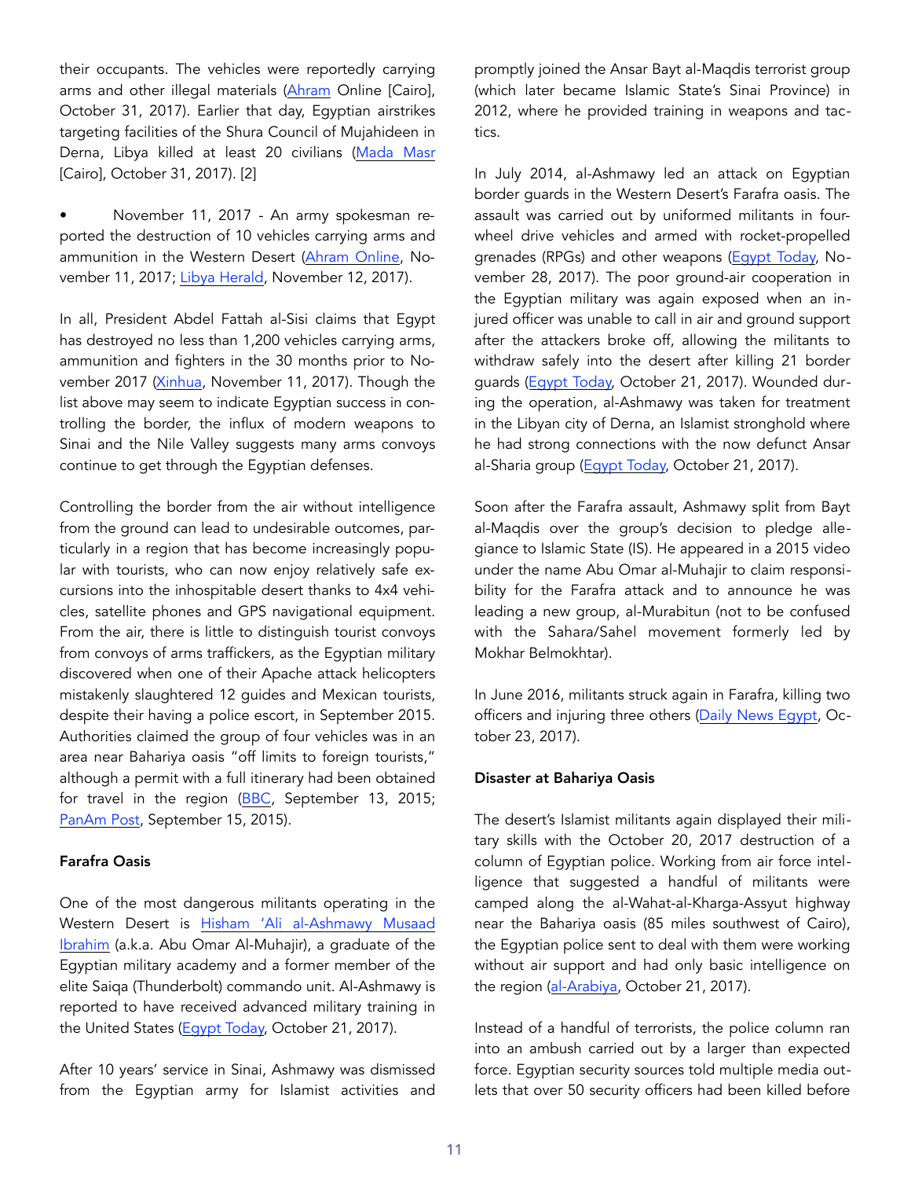their occupants. The vehicles were reportedly carrying arms and other illegal materials (Ahram Online [Cairo], October 31, 2017). Earlier that day, Egyptian airstrikes targeting facilities of the Shura Council of Mujahideen in Derna, Libya killed at least 20 civilians (Mada Masr [Cairo], October 31, 2017). [2]

- November 11, 2017 - An army spokesman reported the destruction of 10 vehicles carrying arms and ammunition in the Western Desert (Ahram Online, November 11, 2017; Libya Herald, November 12, 2017).

In all, President Abdel Fattah al-Sisi claims that Egypt has destroyed no less than 1,200 vehicles carrying arms, ammunition and fighters in the 30 months prior to November 2017 (Xinhua, November 11, 2017). Though the list above may seem to indicate Egyptian success in controlling the border, the influx of modern weapons to Sinai and the Nile Valley suggests many arms convoys continue to get through the Egyptian defenses.

Controlling the border from the air without intelligence from the ground can lead to undesirable outcomes, particularly in a region that has become increasingly popular with tourists, who can now enjoy relatively safe excursions into the inhospitable desert thanks to 4x4 vehicles, satellite phones and GPS navigational equipment. From the air, there is little to distinguish tourist convoys from convoys of arms traffickers, as the Egyptian military discovered when one of their Apache attack helicopters mistakenly slaughtered 12 guides and Mexican tourists, despite their having a police escort, in September 2015. Authorities claimed the group of four vehicles was in an area near Bahariya oasis "off limits to foreign tourists," although a permit with a full itinerary had been obtained for travel in the region (BBC, September 13, 2015; PanAm Post, September 15, 2015).

**Farafra Oasis**

One of the most dangerous militants operating in the Western Desert is Hisham 'Ali al-Ashmawy Musaad Ibrahim (a.k.a. Abu Omar Al-Muhajir), a graduate of the Egyptian military academy and a former member of the elite Saiqa (Thunderbolt) commando unit. Al-Ashmawy is reported to have received advanced military training in the United States (Egypt Today, October 21, 2017).

After 10 years' service in Sinai, Ashmawy was dismissed from the Egyptian army for Islamist activities and promptly joined the Ansar Bayt al-Maqdis terrorist group (which later became Islamic State's Sinai Province) in 2012, where he provided training in weapons and tactics.

In July 2014, al-Ashmawy led an attack on Egyptian border guards in the Western Desert's Farafra oasis. The assault was carried out by uniformed militants in four-wheel drive vehicles and armed with rocket-propelled grenades (RPGs) and other weapons (Egypt Today, November 28, 2017). The poor ground-air cooperation in the Egyptian military was again exposed when an injured officer was unable to call in air and ground support after the attackers broke off, allowing the militants to withdraw safely into the desert after killing 21 border guards (Egypt Today, October 21, 2017). Wounded during the operation, al-Ashmawy was taken for treatment in the Libyan city of Derna, an Islamist stronghold where he had strong connections with the now defunct Ansar al-Sharia group (Egypt Today, October 21, 2017).

Soon after the Farafra assault, Ashmawy split from Bayt al-Maqdis over the group's decision to pledge allegiance to Islamic State (IS). He appeared in a 2015 video under the name Abu Omar al-Muhajir to claim responsibility for the Farafra attack and to announce he was leading a new group, al-Murabitun (not to be confused with the Sahara/Sahel movement formerly led by Mokhar Belmokhtar).

In June 2016, militants struck again in Farafra, killing two officers and injuring three others (Daily News Egypt, October 23, 2017).

**Disaster at Bahariya Oasis**

The desert's Islamist militants again displayed their military skills with the October 20, 2017 destruction of a column of Egyptian police. Working from air force intelligence that suggested a handful of militants were camped along the al-Wahat-al-Kharga-Assyut highway near the Bahariya oasis (85 miles southwest of Cairo), the Egyptian police sent to deal with them were working without air support and had only basic intelligence on the region (al-Arabiya, October 21, 2017).

Instead of a handful of terrorists, the police column ran into an ambush carried out by a larger than expected force. Egyptian security sources told multiple media outlets that over 50 security officers had been killed before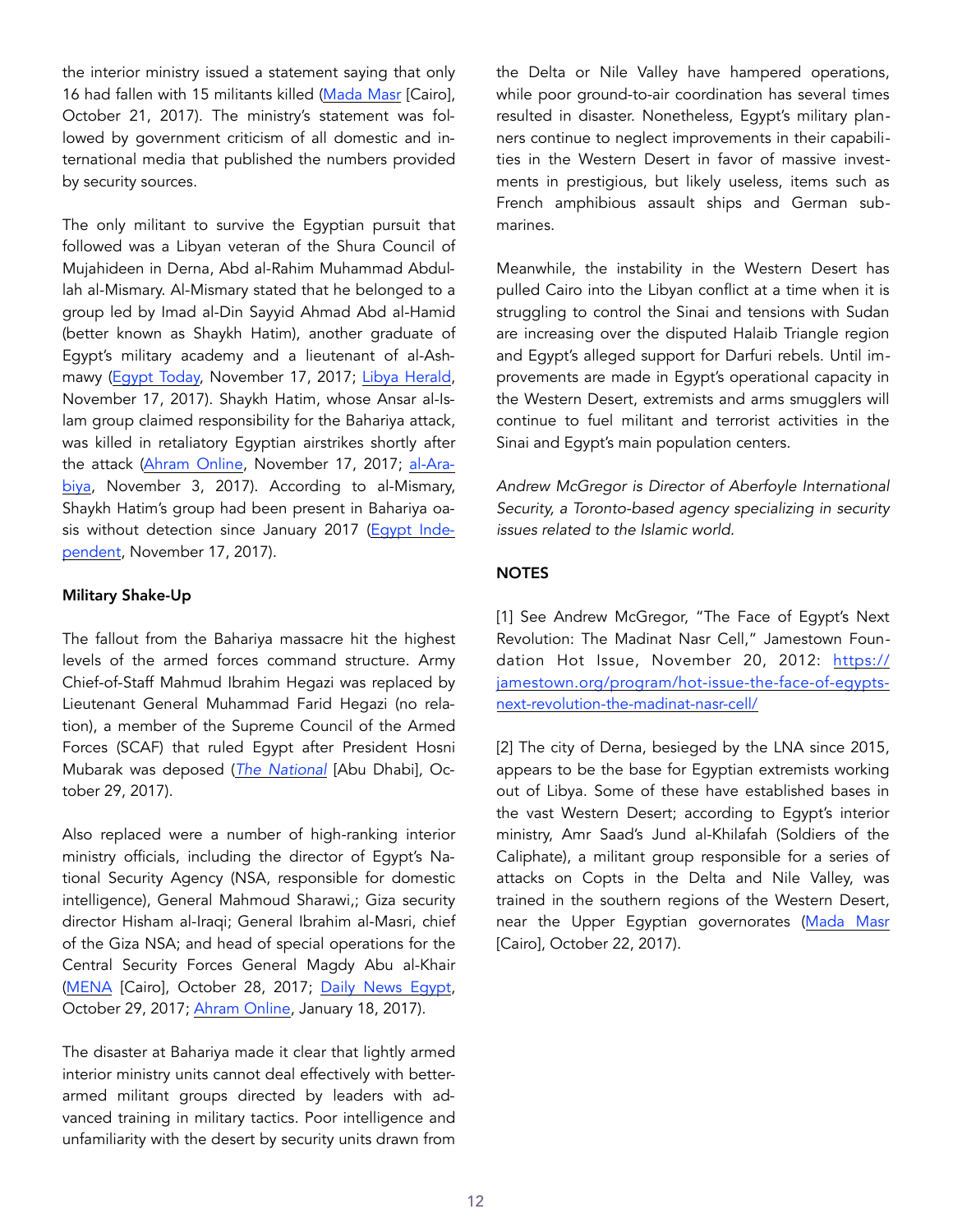the interior ministry issued a statement saying that only 16 had fallen with 15 militants killed (Mada Masr [Cairo], October 21, 2017). The ministry's statement was followed by government criticism of all domestic and international media that published the numbers provided by security sources.

The only militant to survive the Egyptian pursuit that followed was a Libyan veteran of the Shura Council of Mujahideen in Derna, Abd al-Rahim Muhammad Abdullah al-Mismary. Al-Mismary stated that he belonged to a group led by Imad al-Din Sayyid Ahmad Abd al-Hamid (better known as Shaykh Hatim), another graduate of Egypt's military academy and a lieutenant of al-Ashmawy (Egypt Today, November 17, 2017; Libya Herald, November 17, 2017). Shaykh Hatim, whose Ansar al-Islam group claimed responsibility for the Bahariya attack, was killed in retaliatory Egyptian airstrikes shortly after the attack (Ahram Online, November 17, 2017; al-Arabiya, November 3, 2017). According to al-Mismary, Shaykh Hatim's group had been present in Bahariya oasis without detection since January 2017 (Egypt Independent, November 17, 2017).

**Military Shake-Up**

The fallout from the Bahariya massacre hit the highest levels of the armed forces command structure. Army Chief-of-Staff Mahmud Ibrahim Hegazi was replaced by Lieutenant General Muhammad Farid Hegazi (no relation), a member of the Supreme Council of the Armed Forces (SCAF) that ruled Egypt after President Hosni Mubarak was deposed (*The National* [Abu Dhabi], October 29, 2017).

Also replaced were a number of high-ranking interior ministry officials, including the director of Egypt's National Security Agency (NSA, responsible for domestic intelligence), General Mahmoud Sharawi,; Giza security director Hisham al-Iraqi; General Ibrahim al-Masri, chief of the Giza NSA; and head of special operations for the Central Security Forces General Magdy Abu al-Khair (MENA [Cairo], October 28, 2017; Daily News Egypt, October 29, 2017; Ahram Online, January 18, 2017).

The disaster at Bahariya made it clear that lightly armed interior ministry units cannot deal effectively with better-armed militant groups directed by leaders with advanced training in military tactics. Poor intelligence and unfamiliarity with the desert by security units drawn from the Delta or Nile Valley have hampered operations, while poor ground-to-air coordination has several times resulted in disaster. Nonetheless, Egypt's military planners continue to neglect improvements in their capabilities in the Western Desert in favor of massive investments in prestigious, but likely useless, items such as French amphibious assault ships and German submarines.

Meanwhile, the instability in the Western Desert has pulled Cairo into the Libyan conflict at a time when it is struggling to control the Sinai and tensions with Sudan are increasing over the disputed Halaib Triangle region and Egypt's alleged support for Darfuri rebels. Until improvements are made in Egypt's operational capacity in the Western Desert, extremists and arms smugglers will continue to fuel militant and terrorist activities in the Sinai and Egypt's main population centers.

*Andrew McGregor is Director of Aberfoyle International Security, a Toronto-based agency specializing in security issues related to the Islamic world.*

**NOTES**

[1] See Andrew McGregor, "The Face of Egypt's Next Revolution: The Madinat Nasr Cell," Jamestown Foundation Hot Issue, November 20, 2012: https://jamestown.org/program/hot-issue-the-face-of-egypts-next-revolution-the-madinat-nasr-cell/

[2] The city of Derna, besieged by the LNA since 2015, appears to be the base for Egyptian extremists working out of Libya. Some of these have established bases in the vast Western Desert; according to Egypt's interior ministry, Amr Saad's Jund al-Khilafah (Soldiers of the Caliphate), a militant group responsible for a series of attacks on Copts in the Delta and Nile Valley, was trained in the southern regions of the Western Desert, near the Upper Egyptian governorates (Mada Masr [Cairo], October 22, 2017).